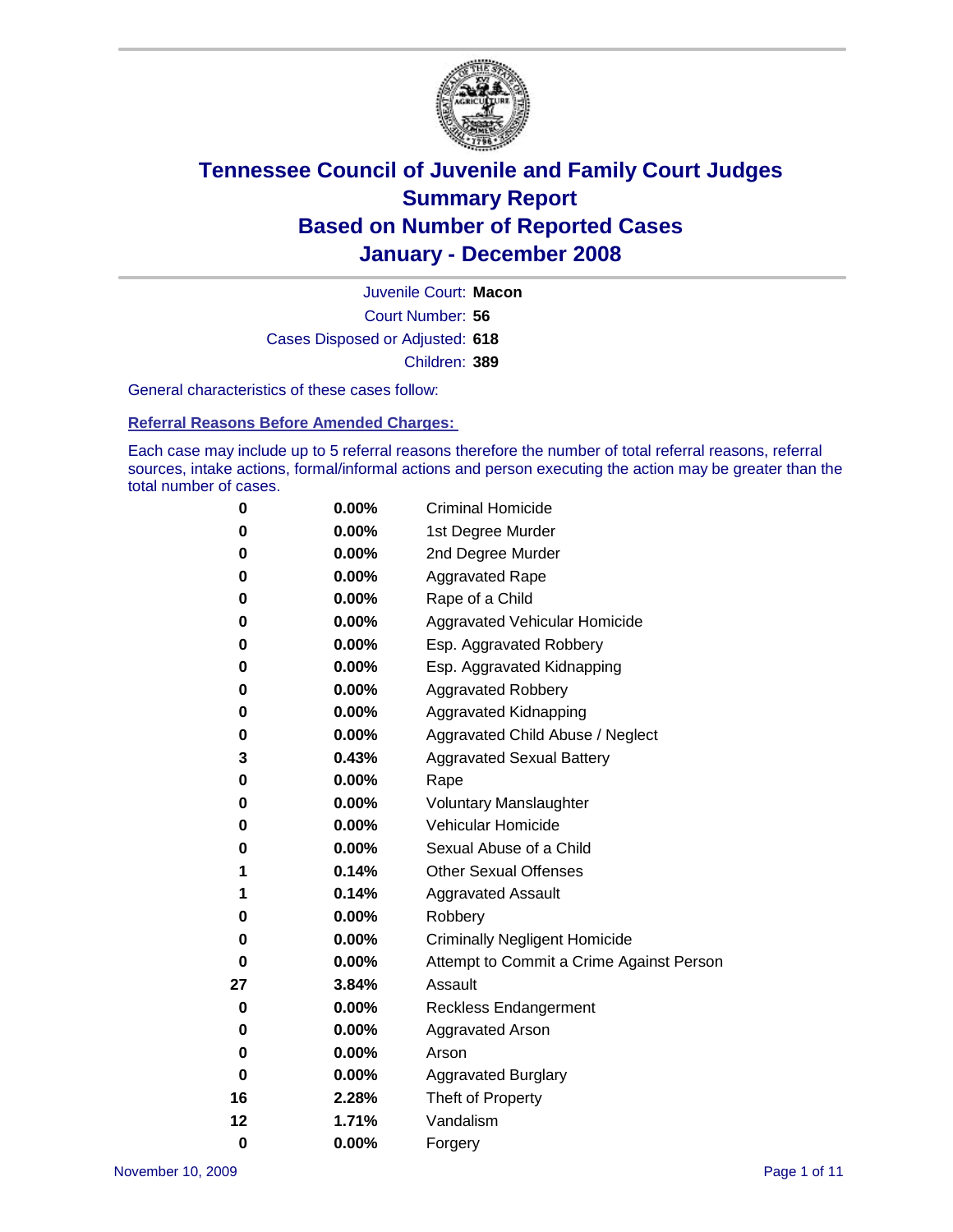# Tennessee Council of Juvenile and Family Court Judges
## Summary Report
## Based on Number of Reported Cases
## January - December 2008

Juvenile Court: **Macon**

Court Number: **56**

Cases Disposed or Adjusted: **618**

Children: **389**

General characteristics of these cases follow:

### Referral Reasons Before Amended Charges:

Each case may include up to 5 referral reasons therefore the number of total referral reasons, referral sources, intake actions, formal/informal actions and person executing the action may be greater than the total number of cases.

| | | |
|---|---|---|
| 0 | 0.00% | Criminal Homicide |
| 0 | 0.00% | 1st Degree Murder |
| 0 | 0.00% | 2nd Degree Murder |
| 0 | 0.00% | Aggravated Rape |
| 0 | 0.00% | Rape of a Child |
| 0 | 0.00% | Aggravated Vehicular Homicide |
| 0 | 0.00% | Esp. Aggravated Robbery |
| 0 | 0.00% | Esp. Aggravated Kidnapping |
| 0 | 0.00% | Aggravated Robbery |
| 0 | 0.00% | Aggravated Kidnapping |
| 0 | 0.00% | Aggravated Child Abuse / Neglect |
| 3 | 0.43% | Aggravated Sexual Battery |
| 0 | 0.00% | Rape |
| 0 | 0.00% | Voluntary Manslaughter |
| 0 | 0.00% | Vehicular Homicide |
| 0 | 0.00% | Sexual Abuse of a Child |
| 1 | 0.14% | Other Sexual Offenses |
| 1 | 0.14% | Aggravated Assault |
| 0 | 0.00% | Robbery |
| 0 | 0.00% | Criminally Negligent Homicide |
| 0 | 0.00% | Attempt to Commit a Crime Against Person |
| 27 | 3.84% | Assault |
| 0 | 0.00% | Reckless Endangerment |
| 0 | 0.00% | Aggravated Arson |
| 0 | 0.00% | Arson |
| 0 | 0.00% | Aggravated Burglary |
| 16 | 2.28% | Theft of Property |
| 12 | 1.71% | Vandalism |
| 0 | 0.00% | Forgery |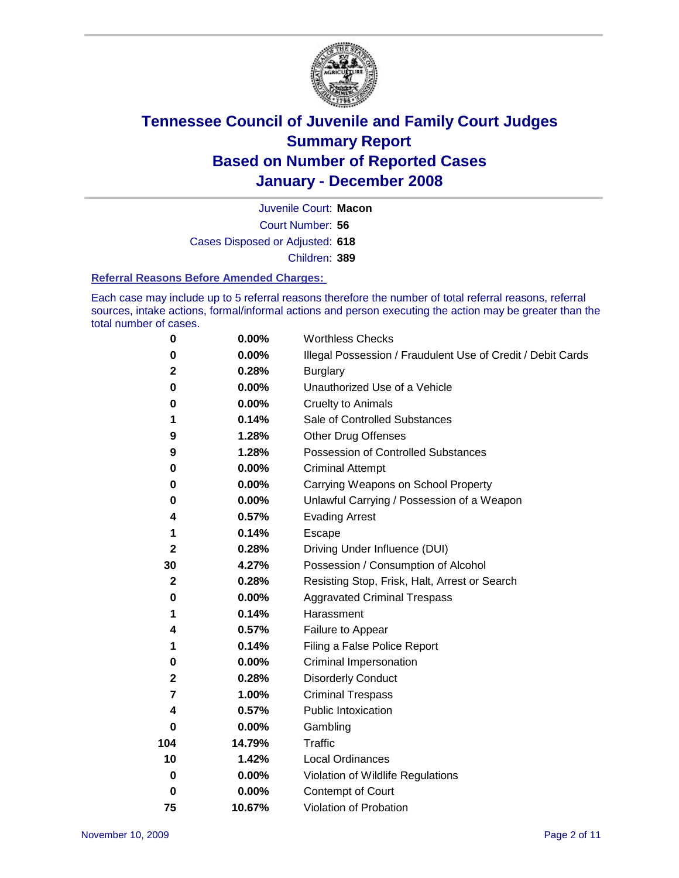# Tennessee Council of Juvenile and Family Court Judges
## Summary Report
## Based on Number of Reported Cases
## January - December 2008

Juvenile Court: **Macon**
Court Number: **56**
Cases Disposed or Adjusted: **618**
Children: **389**

### Referral Reasons Before Amended Charges:

Each case may include up to 5 referral reasons therefore the number of total referral reasons, referral sources, intake actions, formal/informal actions and person executing the action may be greater than the total number of cases.

| Count | Percent | Referral Reason |
|---|---|---|
| 0 | 0.00% | Worthless Checks |
| 0 | 0.00% | Illegal Possession / Fraudulent Use of Credit / Debit Cards |
| 2 | 0.28% | Burglary |
| 0 | 0.00% | Unauthorized Use of a Vehicle |
| 0 | 0.00% | Cruelty to Animals |
| 1 | 0.14% | Sale of Controlled Substances |
| 9 | 1.28% | Other Drug Offenses |
| 9 | 1.28% | Possession of Controlled Substances |
| 0 | 0.00% | Criminal Attempt |
| 0 | 0.00% | Carrying Weapons on School Property |
| 0 | 0.00% | Unlawful Carrying / Possession of a Weapon |
| 4 | 0.57% | Evading Arrest |
| 1 | 0.14% | Escape |
| 2 | 0.28% | Driving Under Influence (DUI) |
| 30 | 4.27% | Possession / Consumption of Alcohol |
| 2 | 0.28% | Resisting Stop, Frisk, Halt, Arrest or Search |
| 0 | 0.00% | Aggravated Criminal Trespass |
| 1 | 0.14% | Harassment |
| 4 | 0.57% | Failure to Appear |
| 1 | 0.14% | Filing a False Police Report |
| 0 | 0.00% | Criminal Impersonation |
| 2 | 0.28% | Disorderly Conduct |
| 7 | 1.00% | Criminal Trespass |
| 4 | 0.57% | Public Intoxication |
| 0 | 0.00% | Gambling |
| 104 | 14.79% | Traffic |
| 10 | 1.42% | Local Ordinances |
| 0 | 0.00% | Violation of Wildlife Regulations |
| 0 | 0.00% | Contempt of Court |
| 75 | 10.67% | Violation of Probation |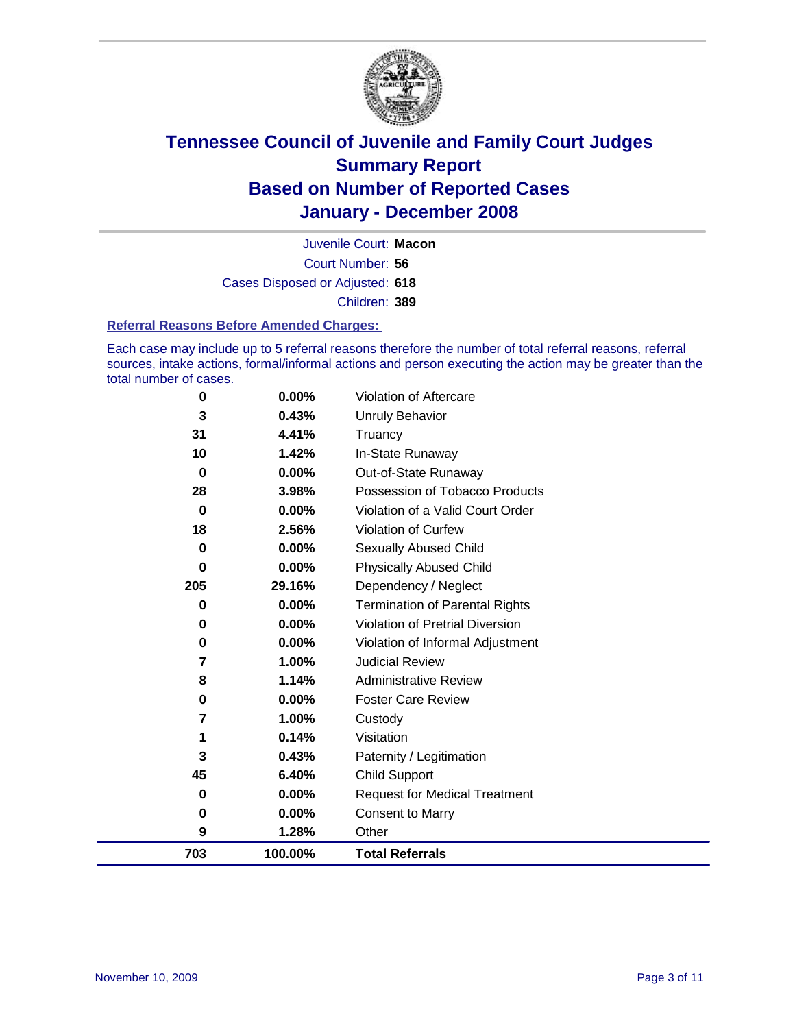# Tennessee Council of Juvenile and Family Court Judges
# Summary Report
# Based on Number of Reported Cases
# January - December 2008

Juvenile Court: **Macon**

Court Number: **56**

Cases Disposed or Adjusted: **618**

Children: **389**

### Referral Reasons Before Amended Charges:

Each case may include up to 5 referral reasons therefore the number of total referral reasons, referral sources, intake actions, formal/informal actions and person executing the action may be greater than the total number of cases.

| Count | Percent | Referral Reason |
|---|---|---|
| 0 | 0.00% | Violation of Aftercare |
| 3 | 0.43% | Unruly Behavior |
| 31 | 4.41% | Truancy |
| 10 | 1.42% | In-State Runaway |
| 0 | 0.00% | Out-of-State Runaway |
| 28 | 3.98% | Possession of Tobacco Products |
| 0 | 0.00% | Violation of a Valid Court Order |
| 18 | 2.56% | Violation of Curfew |
| 0 | 0.00% | Sexually Abused Child |
| 0 | 0.00% | Physically Abused Child |
| 205 | 29.16% | Dependency / Neglect |
| 0 | 0.00% | Termination of Parental Rights |
| 0 | 0.00% | Violation of Pretrial Diversion |
| 0 | 0.00% | Violation of Informal Adjustment |
| 7 | 1.00% | Judicial Review |
| 8 | 1.14% | Administrative Review |
| 0 | 0.00% | Foster Care Review |
| 7 | 1.00% | Custody |
| 1 | 0.14% | Visitation |
| 3 | 0.43% | Paternity / Legitimation |
| 45 | 6.40% | Child Support |
| 0 | 0.00% | Request for Medical Treatment |
| 0 | 0.00% | Consent to Marry |
| 9 | 1.28% | Other |
| **703** | **100.00%** | **Total Referrals** |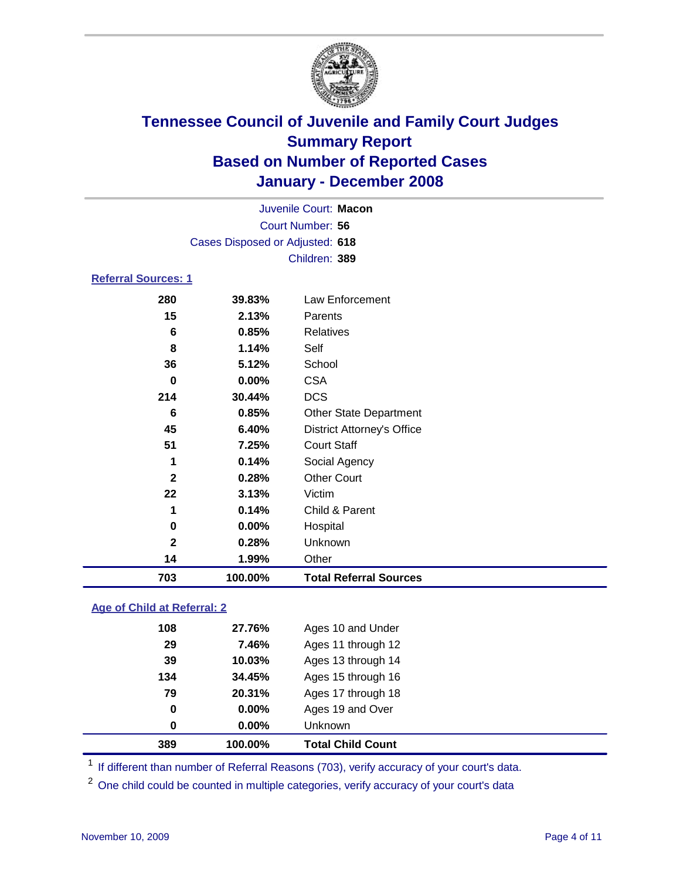# Tennessee Council of Juvenile and Family Court Judges
# Summary Report
# Based on Number of Reported Cases
# January - December 2008

Juvenile Court: **Macon**
Court Number: **56**
Cases Disposed or Adjusted: **618**
Children: **389**

### Referral Sources: 1

| | | |
|---|---|---|
| 280 | 39.83% | Law Enforcement |
| 15 | 2.13% | Parents |
| 6 | 0.85% | Relatives |
| 8 | 1.14% | Self |
| 36 | 5.12% | School |
| 0 | 0.00% | CSA |
| 214 | 30.44% | DCS |
| 6 | 0.85% | Other State Department |
| 45 | 6.40% | District Attorney's Office |
| 51 | 7.25% | Court Staff |
| 1 | 0.14% | Social Agency |
| 2 | 0.28% | Other Court |
| 22 | 3.13% | Victim |
| 1 | 0.14% | Child & Parent |
| 0 | 0.00% | Hospital |
| 2 | 0.28% | Unknown |
| 14 | 1.99% | Other |
| **703** | **100.00%** | **Total Referral Sources** |

### Age of Child at Referral: 2

| | | |
|---|---|---|
| 108 | 27.76% | Ages 10 and Under |
| 29 | 7.46% | Ages 11 through 12 |
| 39 | 10.03% | Ages 13 through 14 |
| 134 | 34.45% | Ages 15 through 16 |
| 79 | 20.31% | Ages 17 through 18 |
| 0 | 0.00% | Ages 19 and Over |
| 0 | 0.00% | Unknown |
| **389** | **100.00%** | **Total Child Count** |

[1] If different than number of Referral Reasons (703), verify accuracy of your court's data.

[2] One child could be counted in multiple categories, verify accuracy of your court's data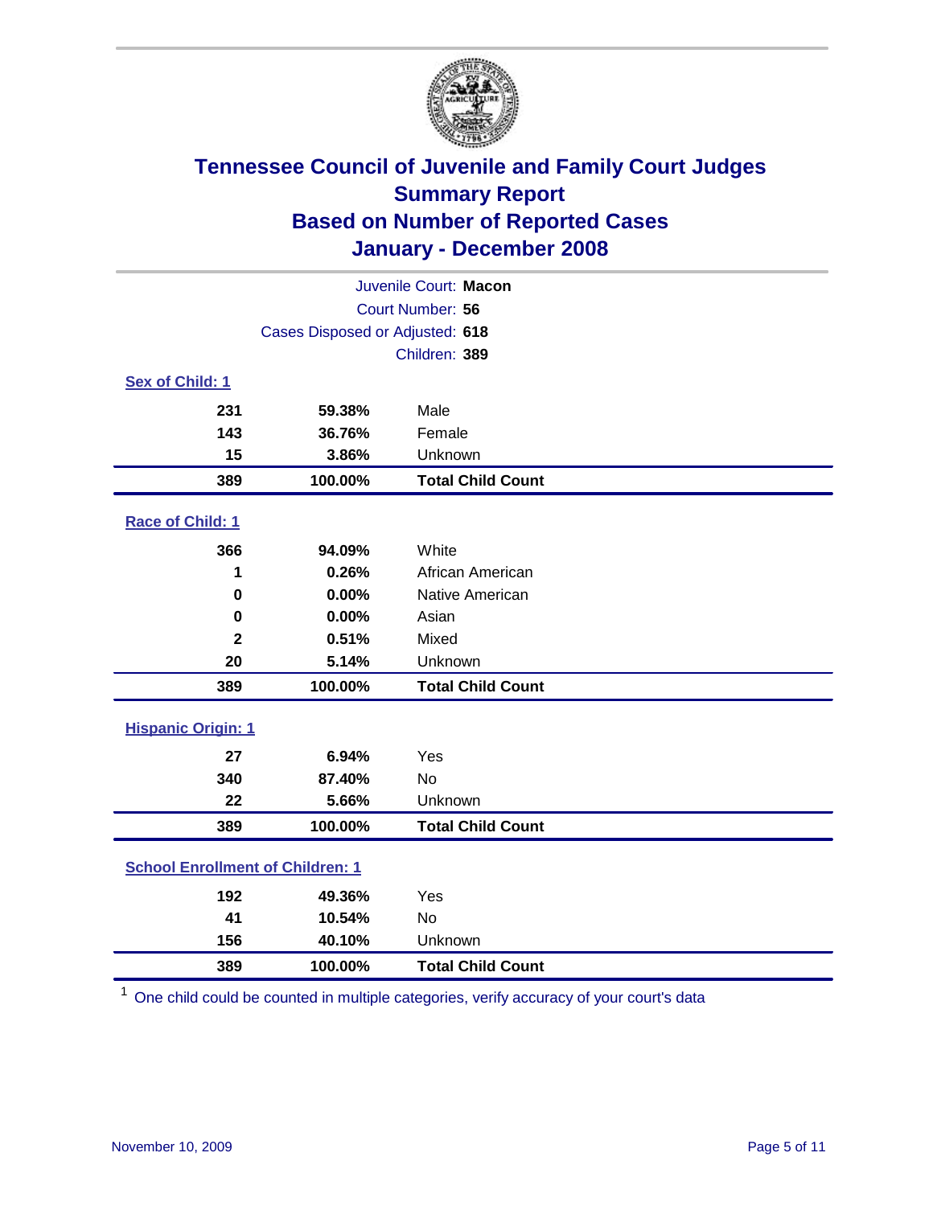# Tennessee Council of Juvenile and Family Court Judges
## Summary Report
## Based on Number of Reported Cases
## January - December 2008

Juvenile Court: **Macon**
Court Number: **56**
Cases Disposed or Adjusted: **618**
Children: **389**

### Sex of Child: 1

| | | |
|---|---|---|
| 231 | 59.38% | Male |
| 143 | 36.76% | Female |
| 15 | 3.86% | Unknown |
| **389** | **100.00%** | **Total Child Count** |

### Race of Child: 1

| | | |
|---|---|---|
| 366 | 94.09% | White |
| 1 | 0.26% | African American |
| 0 | 0.00% | Native American |
| 0 | 0.00% | Asian |
| 2 | 0.51% | Mixed |
| 20 | 5.14% | Unknown |
| **389** | **100.00%** | **Total Child Count** |

### Hispanic Origin: 1

| | | |
|---|---|---|
| 27 | 6.94% | Yes |
| 340 | 87.40% | No |
| 22 | 5.66% | Unknown |
| **389** | **100.00%** | **Total Child Count** |

### School Enrollment of Children: 1

| | | |
|---|---|---|
| 192 | 49.36% | Yes |
| 41 | 10.54% | No |
| 156 | 40.10% | Unknown |
| **389** | **100.00%** | **Total Child Count** |

[1] One child could be counted in multiple categories, verify accuracy of your court's data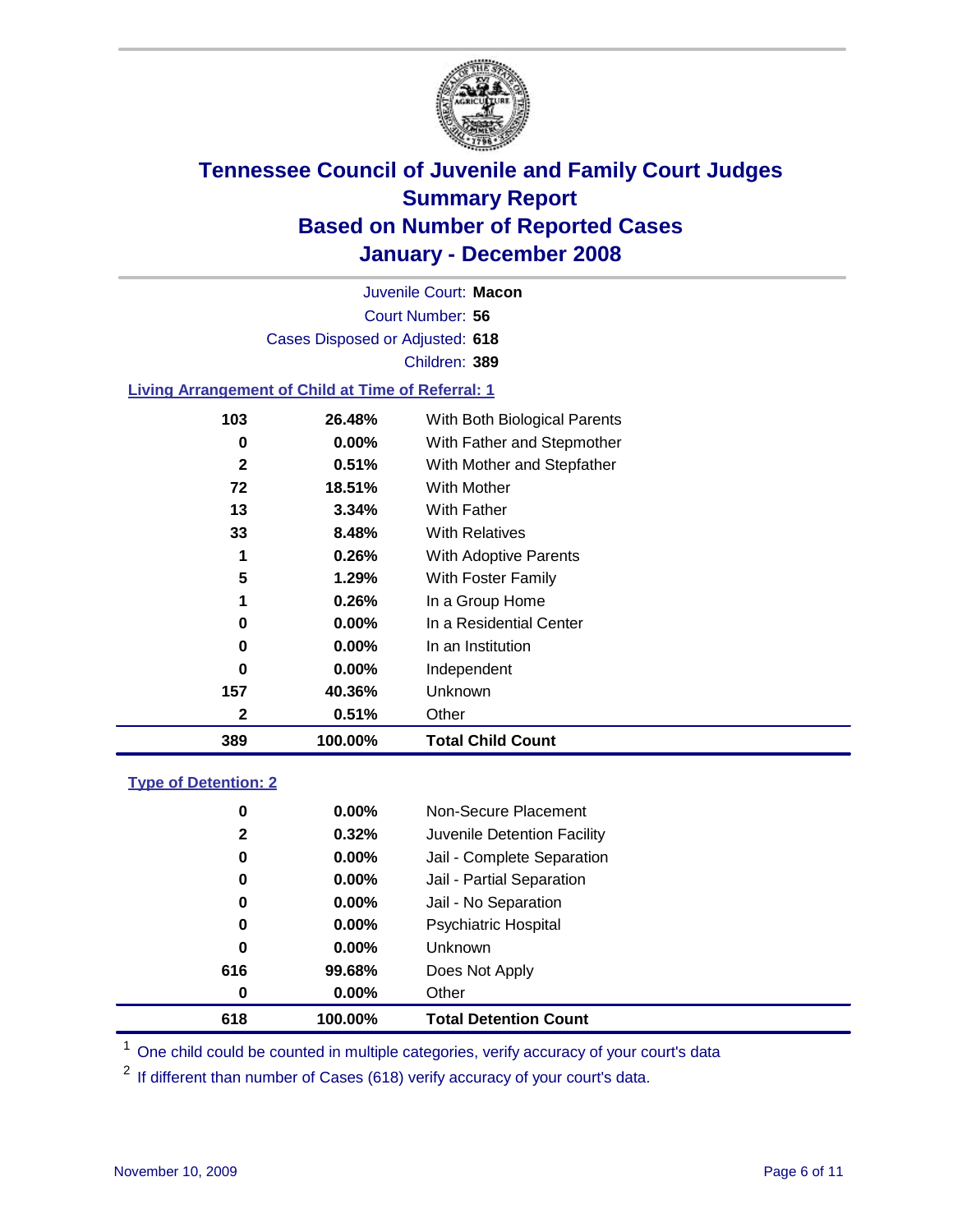# Tennessee Council of Juvenile and Family Court Judges
## Summary Report
## Based on Number of Reported Cases
## January - December 2008

Juvenile Court: **Macon**
Court Number: **56**
Cases Disposed or Adjusted: **618**
Children: **389**

### Living Arrangement of Child at Time of Referral: 1

| | | |
|---|---|---|
| 103 | 26.48% | With Both Biological Parents |
| 0 | 0.00% | With Father and Stepmother |
| 2 | 0.51% | With Mother and Stepfather |
| 72 | 18.51% | With Mother |
| 13 | 3.34% | With Father |
| 33 | 8.48% | With Relatives |
| 1 | 0.26% | With Adoptive Parents |
| 5 | 1.29% | With Foster Family |
| 1 | 0.26% | In a Group Home |
| 0 | 0.00% | In a Residential Center |
| 0 | 0.00% | In an Institution |
| 0 | 0.00% | Independent |
| 157 | 40.36% | Unknown |
| 2 | 0.51% | Other |
| **389** | **100.00%** | **Total Child Count** |

### Type of Detention: 2

| | | |
|---|---|---|
| 0 | 0.00% | Non-Secure Placement |
| 2 | 0.32% | Juvenile Detention Facility |
| 0 | 0.00% | Jail - Complete Separation |
| 0 | 0.00% | Jail - Partial Separation |
| 0 | 0.00% | Jail - No Separation |
| 0 | 0.00% | Psychiatric Hospital |
| 0 | 0.00% | Unknown |
| 616 | 99.68% | Does Not Apply |
| 0 | 0.00% | Other |
| **618** | **100.00%** | **Total Detention Count** |

[1] One child could be counted in multiple categories, verify accuracy of your court's data

[2] If different than number of Cases (618) verify accuracy of your court's data.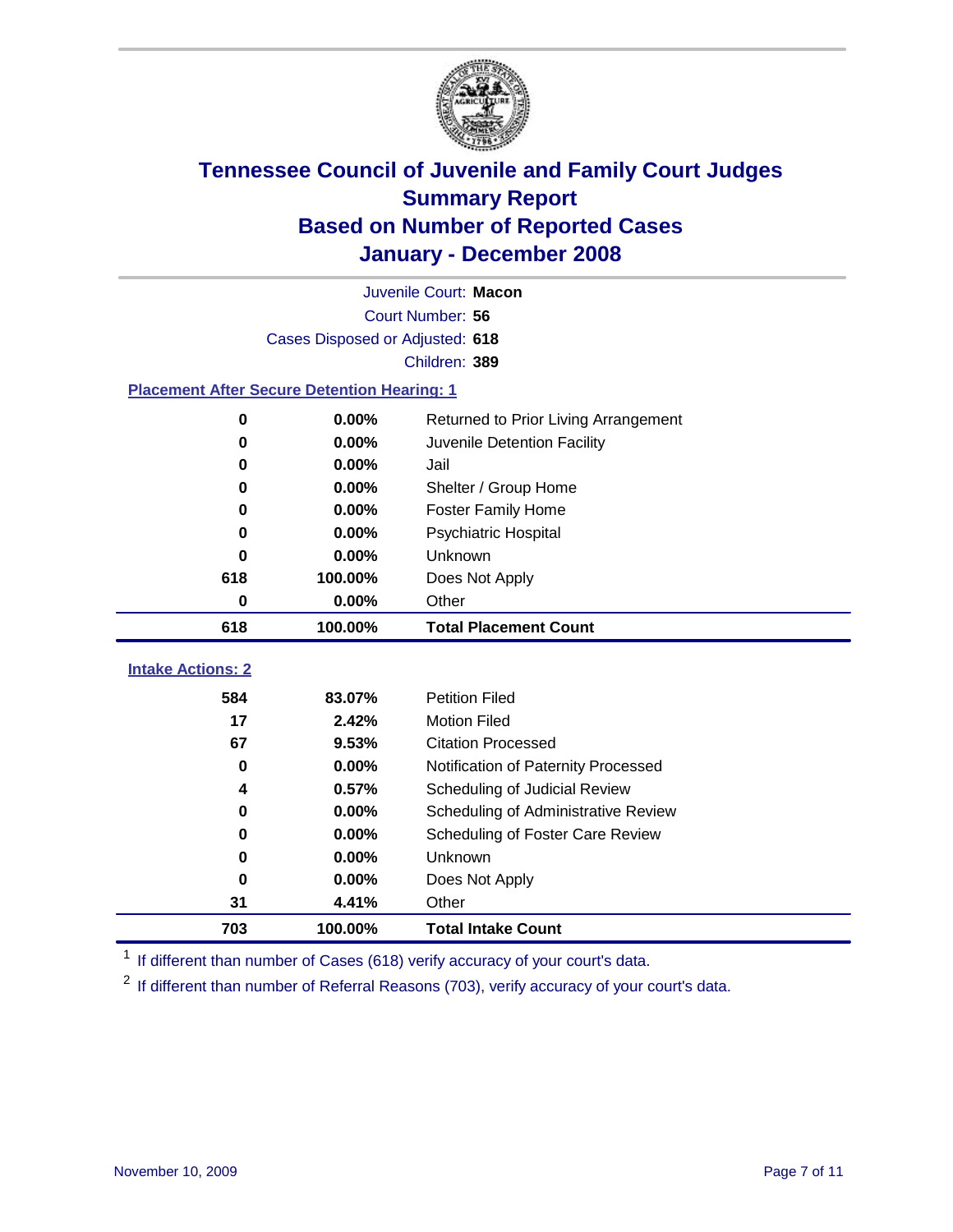# Tennessee Council of Juvenile and Family Court Judges
# Summary Report
# Based on Number of Reported Cases
# January - December 2008

Juvenile Court: **Macon**

Court Number: **56**

Cases Disposed or Adjusted: **618**

Children: **389**

### Placement After Secure Detention Hearing: 1

| | | |
|---|---|---|
| 0 | 0.00% | Returned to Prior Living Arrangement |
| 0 | 0.00% | Juvenile Detention Facility |
| 0 | 0.00% | Jail |
| 0 | 0.00% | Shelter / Group Home |
| 0 | 0.00% | Foster Family Home |
| 0 | 0.00% | Psychiatric Hospital |
| 0 | 0.00% | Unknown |
| 618 | 100.00% | Does Not Apply |
| 0 | 0.00% | Other |
| **618** | **100.00%** | **Total Placement Count** |

### Intake Actions: 2

| | | |
|---|---|---|
| 584 | 83.07% | Petition Filed |
| 17 | 2.42% | Motion Filed |
| 67 | 9.53% | Citation Processed |
| 0 | 0.00% | Notification of Paternity Processed |
| 4 | 0.57% | Scheduling of Judicial Review |
| 0 | 0.00% | Scheduling of Administrative Review |
| 0 | 0.00% | Scheduling of Foster Care Review |
| 0 | 0.00% | Unknown |
| 0 | 0.00% | Does Not Apply |
| 31 | 4.41% | Other |
| **703** | **100.00%** | **Total Intake Count** |

[1] If different than number of Cases (618) verify accuracy of your court's data.

[2] If different than number of Referral Reasons (703), verify accuracy of your court's data.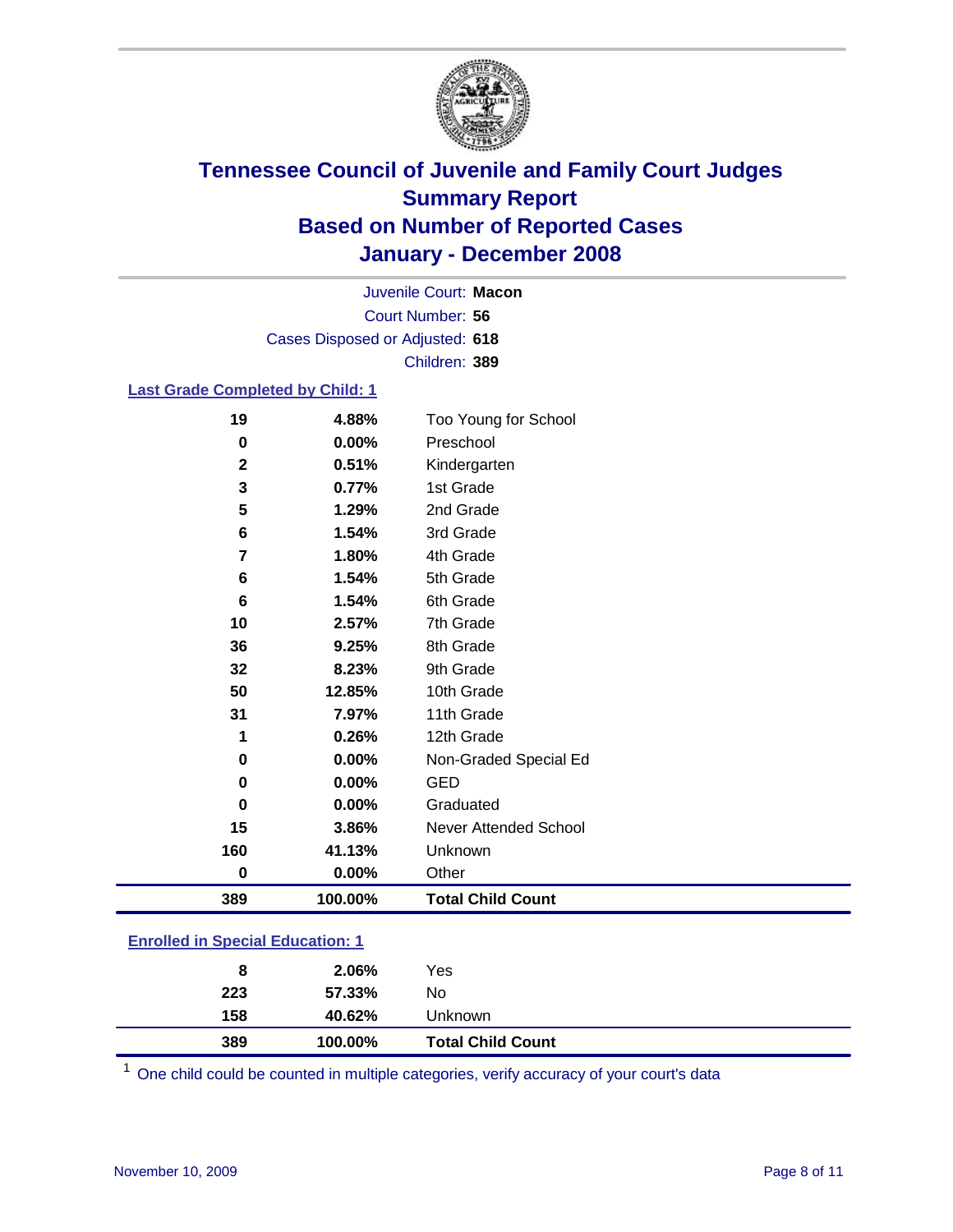# Tennessee Council of Juvenile and Family Court Judges
# Summary Report
# Based on Number of Reported Cases
# January - December 2008

Juvenile Court: **Macon**

Court Number: **56**

Cases Disposed or Adjusted: **618**

Children: **389**

## Last Grade Completed by Child: 1

| Count | Percent | Grade |
|---|---|---|
| 19 | 4.88% | Too Young for School |
| 0 | 0.00% | Preschool |
| 2 | 0.51% | Kindergarten |
| 3 | 0.77% | 1st Grade |
| 5 | 1.29% | 2nd Grade |
| 6 | 1.54% | 3rd Grade |
| 7 | 1.80% | 4th Grade |
| 6 | 1.54% | 5th Grade |
| 6 | 1.54% | 6th Grade |
| 10 | 2.57% | 7th Grade |
| 36 | 9.25% | 8th Grade |
| 32 | 8.23% | 9th Grade |
| 50 | 12.85% | 10th Grade |
| 31 | 7.97% | 11th Grade |
| 1 | 0.26% | 12th Grade |
| 0 | 0.00% | Non-Graded Special Ed |
| 0 | 0.00% | GED |
| 0 | 0.00% | Graduated |
| 15 | 3.86% | Never Attended School |
| 160 | 41.13% | Unknown |
| 0 | 0.00% | Other |
| **389** | **100.00%** | **Total Child Count** |

## Enrolled in Special Education: 1

| Count | Percent | Status |
|---|---|---|
| 8 | 2.06% | Yes |
| 223 | 57.33% | No |
| 158 | 40.62% | Unknown |
| **389** | **100.00%** | **Total Child Count** |

[1] One child could be counted in multiple categories, verify accuracy of your court's data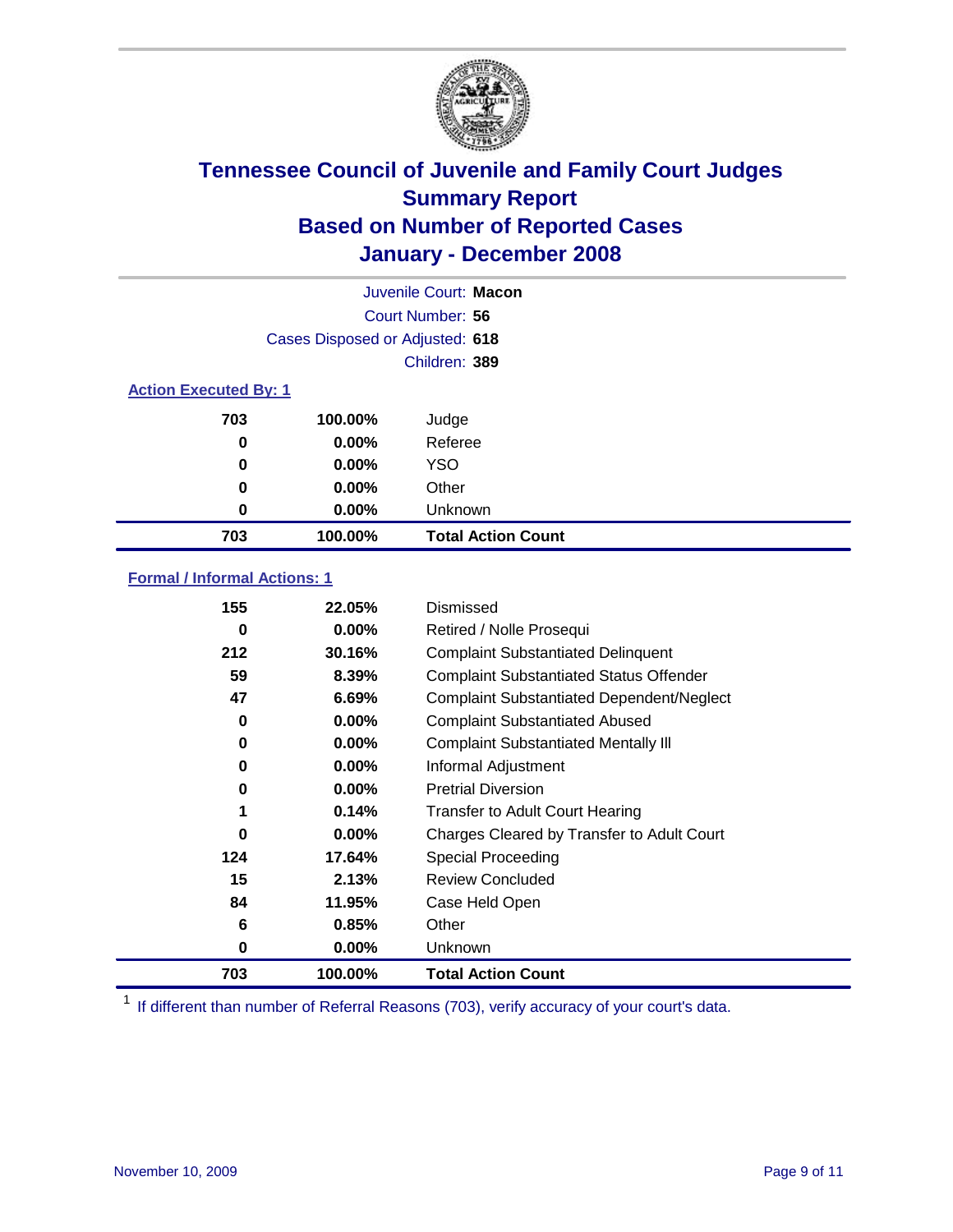# Tennessee Council of Juvenile and Family Court Judges
## Summary Report
## Based on Number of Reported Cases
## January - December 2008

Juvenile Court: **Macon**
Court Number: **56**
Cases Disposed or Adjusted: **618**
Children: **389**

### Action Executed By: 1

| | | |
|---|---|---|
| 703 | 100.00% | Judge |
| 0 | 0.00% | Referee |
| 0 | 0.00% | YSO |
| 0 | 0.00% | Other |
| 0 | 0.00% | Unknown |
| **703** | **100.00%** | **Total Action Count** |

### Formal / Informal Actions: 1

| | | |
|---|---|---|
| 155 | 22.05% | Dismissed |
| 0 | 0.00% | Retired / Nolle Prosequi |
| 212 | 30.16% | Complaint Substantiated Delinquent |
| 59 | 8.39% | Complaint Substantiated Status Offender |
| 47 | 6.69% | Complaint Substantiated Dependent/Neglect |
| 0 | 0.00% | Complaint Substantiated Abused |
| 0 | 0.00% | Complaint Substantiated Mentally Ill |
| 0 | 0.00% | Informal Adjustment |
| 0 | 0.00% | Pretrial Diversion |
| 1 | 0.14% | Transfer to Adult Court Hearing |
| 0 | 0.00% | Charges Cleared by Transfer to Adult Court |
| 124 | 17.64% | Special Proceeding |
| 15 | 2.13% | Review Concluded |
| 84 | 11.95% | Case Held Open |
| 6 | 0.85% | Other |
| 0 | 0.00% | Unknown |
| **703** | **100.00%** | **Total Action Count** |

[1] If different than number of Referral Reasons (703), verify accuracy of your court's data.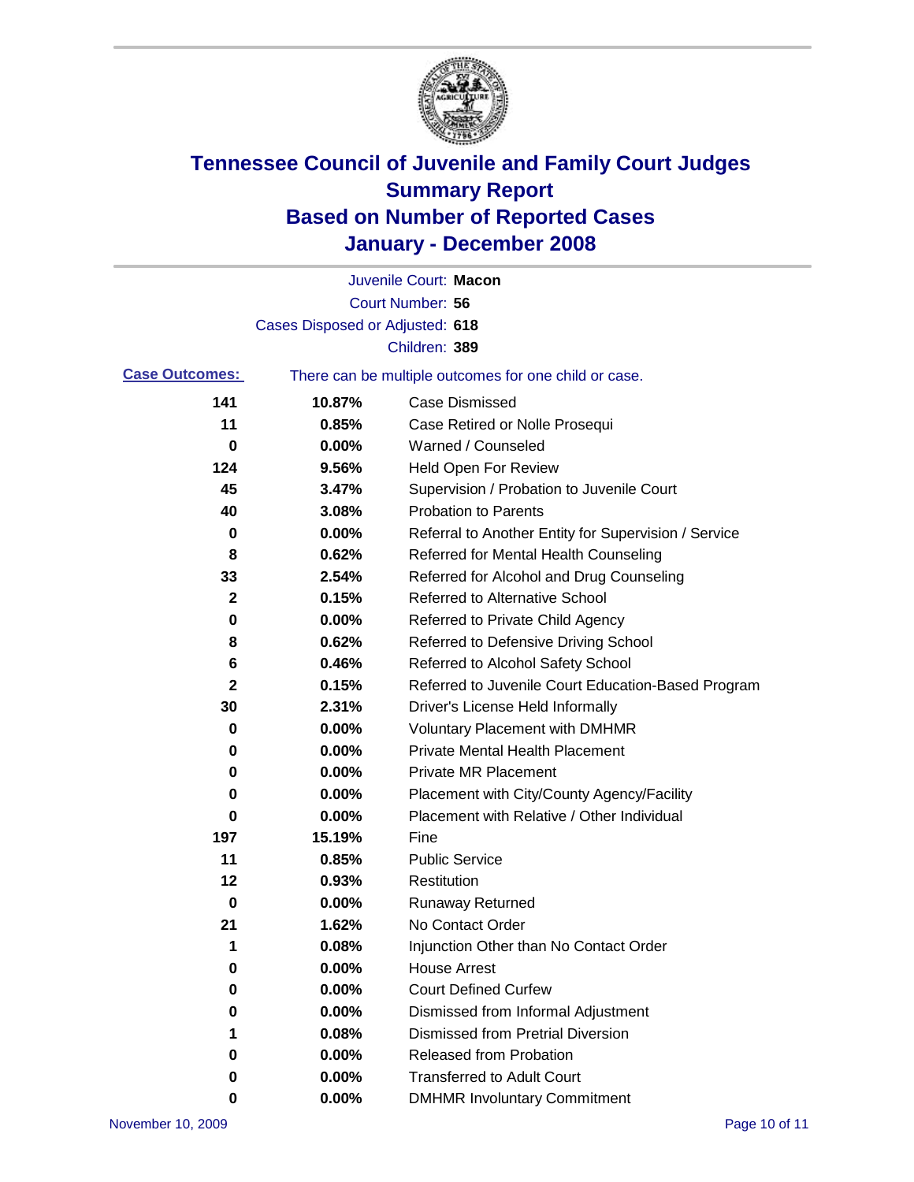# Tennessee Council of Juvenile and Family Court Judges
## Summary Report
## Based on Number of Reported Cases
## January - December 2008

Juvenile Court: **Macon**
Court Number: **56**
Cases Disposed or Adjusted: **618**
Children: **389**

**Case Outcomes:** There can be multiple outcomes for one child or case.

| Count | Percent | Outcome |
|---|---|---|
| 141 | 10.87% | Case Dismissed |
| 11 | 0.85% | Case Retired or Nolle Prosequi |
| 0 | 0.00% | Warned / Counseled |
| 124 | 9.56% | Held Open For Review |
| 45 | 3.47% | Supervision / Probation to Juvenile Court |
| 40 | 3.08% | Probation to Parents |
| 0 | 0.00% | Referral to Another Entity for Supervision / Service |
| 8 | 0.62% | Referred for Mental Health Counseling |
| 33 | 2.54% | Referred for Alcohol and Drug Counseling |
| 2 | 0.15% | Referred to Alternative School |
| 0 | 0.00% | Referred to Private Child Agency |
| 8 | 0.62% | Referred to Defensive Driving School |
| 6 | 0.46% | Referred to Alcohol Safety School |
| 2 | 0.15% | Referred to Juvenile Court Education-Based Program |
| 30 | 2.31% | Driver's License Held Informally |
| 0 | 0.00% | Voluntary Placement with DMHMR |
| 0 | 0.00% | Private Mental Health Placement |
| 0 | 0.00% | Private MR Placement |
| 0 | 0.00% | Placement with City/County Agency/Facility |
| 0 | 0.00% | Placement with Relative / Other Individual |
| 197 | 15.19% | Fine |
| 11 | 0.85% | Public Service |
| 12 | 0.93% | Restitution |
| 0 | 0.00% | Runaway Returned |
| 21 | 1.62% | No Contact Order |
| 1 | 0.08% | Injunction Other than No Contact Order |
| 0 | 0.00% | House Arrest |
| 0 | 0.00% | Court Defined Curfew |
| 0 | 0.00% | Dismissed from Informal Adjustment |
| 1 | 0.08% | Dismissed from Pretrial Diversion |
| 0 | 0.00% | Released from Probation |
| 0 | 0.00% | Transferred to Adult Court |
| 0 | 0.00% | DMHMR Involuntary Commitment |

November 10, 2009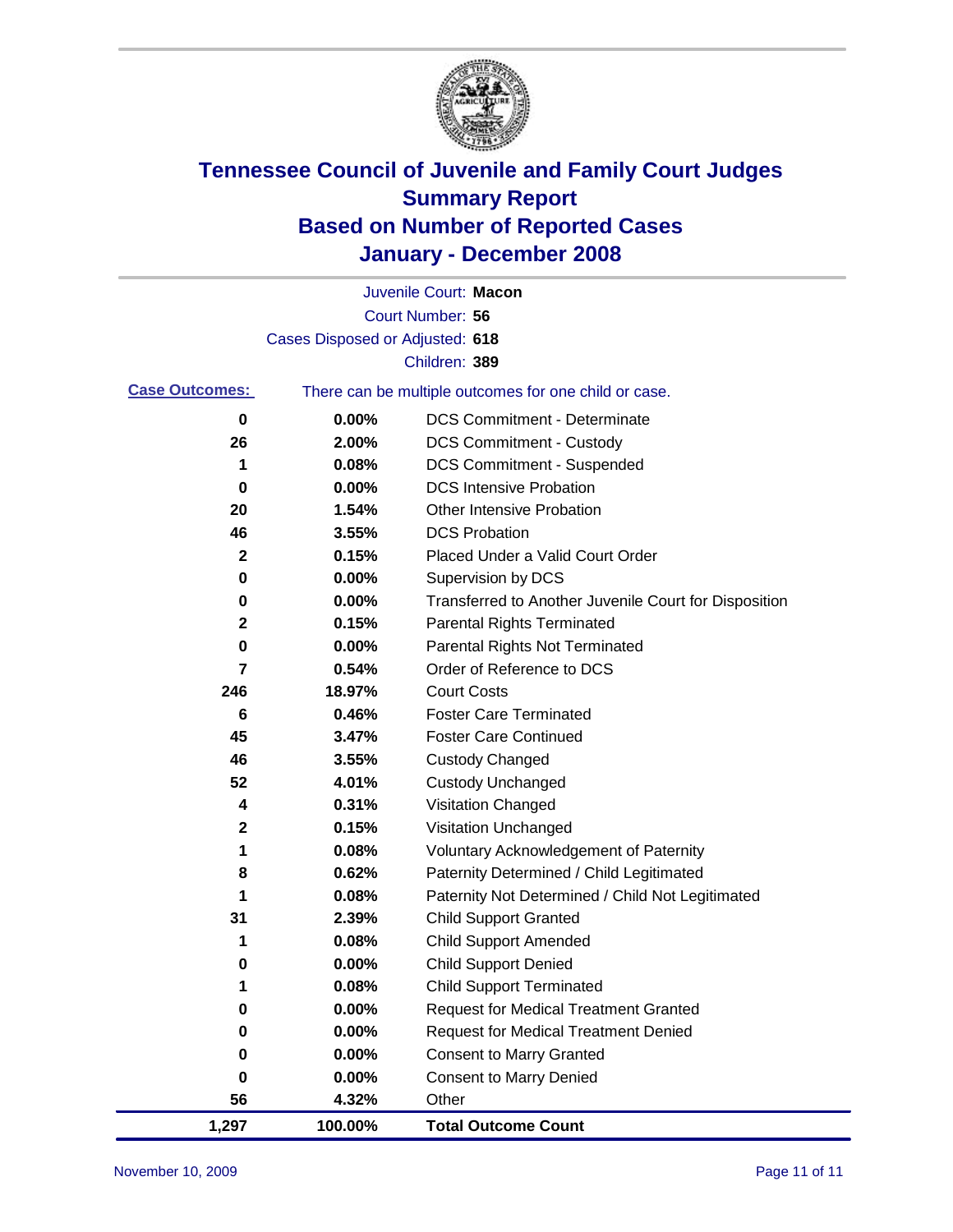# Tennessee Council of Juvenile and Family Court Judges
## Summary Report
## Based on Number of Reported Cases
## January - December 2008

Juvenile Court: **Macon**

Court Number: **56**

Cases Disposed or Adjusted: **618**

Children: **389**

**Case Outcomes:** There can be multiple outcomes for one child or case.

| | | |
|---|---|---|
| 0 | 0.00% | DCS Commitment - Determinate |
| 26 | 2.00% | DCS Commitment - Custody |
| 1 | 0.08% | DCS Commitment - Suspended |
| 0 | 0.00% | DCS Intensive Probation |
| 20 | 1.54% | Other Intensive Probation |
| 46 | 3.55% | DCS Probation |
| 2 | 0.15% | Placed Under a Valid Court Order |
| 0 | 0.00% | Supervision by DCS |
| 0 | 0.00% | Transferred to Another Juvenile Court for Disposition |
| 2 | 0.15% | Parental Rights Terminated |
| 0 | 0.00% | Parental Rights Not Terminated |
| 7 | 0.54% | Order of Reference to DCS |
| 246 | 18.97% | Court Costs |
| 6 | 0.46% | Foster Care Terminated |
| 45 | 3.47% | Foster Care Continued |
| 46 | 3.55% | Custody Changed |
| 52 | 4.01% | Custody Unchanged |
| 4 | 0.31% | Visitation Changed |
| 2 | 0.15% | Visitation Unchanged |
| 1 | 0.08% | Voluntary Acknowledgement of Paternity |
| 8 | 0.62% | Paternity Determined / Child Legitimated |
| 1 | 0.08% | Paternity Not Determined / Child Not Legitimated |
| 31 | 2.39% | Child Support Granted |
| 1 | 0.08% | Child Support Amended |
| 0 | 0.00% | Child Support Denied |
| 1 | 0.08% | Child Support Terminated |
| 0 | 0.00% | Request for Medical Treatment Granted |
| 0 | 0.00% | Request for Medical Treatment Denied |
| 0 | 0.00% | Consent to Marry Granted |
| 0 | 0.00% | Consent to Marry Denied |
| 56 | 4.32% | Other |
| **1,297** | **100.00%** | **Total Outcome Count** |

November 10, 2009